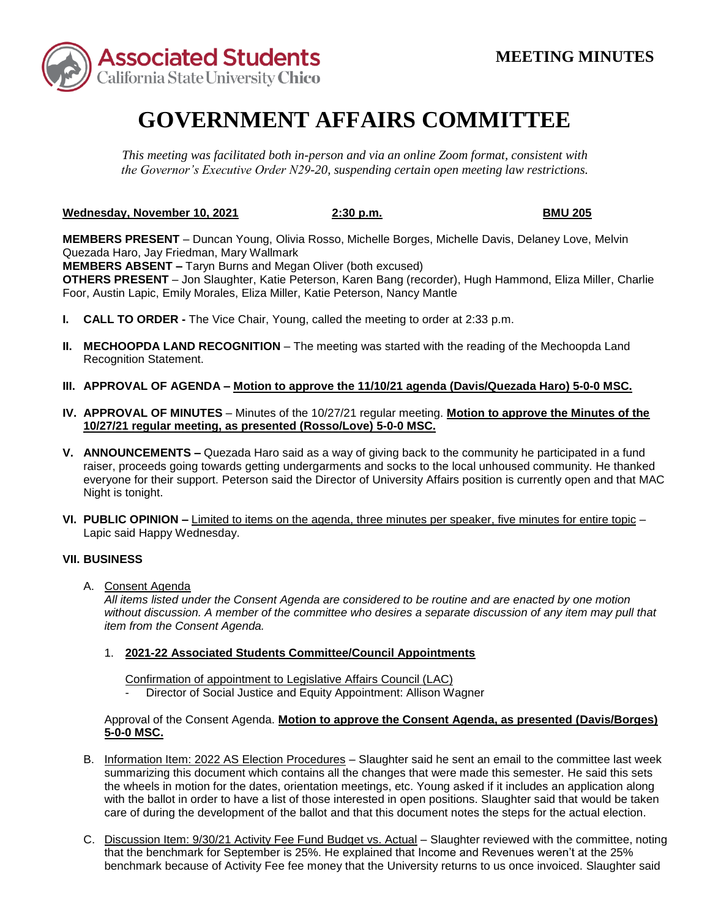**MEETING MINUTES**

# GOVERNMENT AFFAIRS COMMITTEE

*This meeting was facilitated both in-person and via an online Zoom format, consistent with the Governor's Executive Order N29-20, suspending certain open meeting law restrictions.*

**Wednesday, November 10, 2021** **2:30 p.m.** **BMU 205**

**MEMBERS PRESENT** – Duncan Young, Olivia Rosso, Michelle Borges, Michelle Davis, Delaney Love, Melvin Quezada Haro, Jay Friedman, Mary Wallmark
**MEMBERS ABSENT –** Taryn Burns and Megan Oliver (both excused)
**OTHERS PRESENT** – Jon Slaughter, Katie Peterson, Karen Bang (recorder), Hugh Hammond, Eliza Miller, Charlie Foor, Austin Lapic, Emily Morales, Eliza Miller, Katie Peterson, Nancy Mantle

**I. CALL TO ORDER -** The Vice Chair, Young, called the meeting to order at 2:33 p.m.

**II. MECHOOPDA LAND RECOGNITION** – The meeting was started with the reading of the Mechoopda Land Recognition Statement.

**III. APPROVAL OF AGENDA – Motion to approve the 11/10/21 agenda (Davis/Quezada Haro) 5-0-0 MSC.**

**IV. APPROVAL OF MINUTES** – Minutes of the 10/27/21 regular meeting. **Motion to approve the Minutes of the 10/27/21 regular meeting, as presented (Rosso/Love) 5-0-0 MSC.**

**V. ANNOUNCEMENTS –** Quezada Haro said as a way of giving back to the community he participated in a fund raiser, proceeds going towards getting undergarments and socks to the local unhoused community. He thanked everyone for their support. Peterson said the Director of University Affairs position is currently open and that MAC Night is tonight.

**VI. PUBLIC OPINION –** Limited to items on the agenda, three minutes per speaker, five minutes for entire topic – Lapic said Happy Wednesday.

**VII. BUSINESS**

A. Consent Agenda

*All items listed under the Consent Agenda are considered to be routine and are enacted by one motion without discussion. A member of the committee who desires a separate discussion of any item may pull that item from the Consent Agenda.*

1. **2021-22 Associated Students Committee/Council Appointments**

   Confirmation of appointment to Legislative Affairs Council (LAC)
   - Director of Social Justice and Equity Appointment: Allison Wagner

Approval of the Consent Agenda. **Motion to approve the Consent Agenda, as presented (Davis/Borges) 5-0-0 MSC.**

B. Information Item: 2022 AS Election Procedures – Slaughter said he sent an email to the committee last week summarizing this document which contains all the changes that were made this semester. He said this sets the wheels in motion for the dates, orientation meetings, etc. Young asked if it includes an application along with the ballot in order to have a list of those interested in open positions. Slaughter said that would be taken care of during the development of the ballot and that this document notes the steps for the actual election.

C. Discussion Item: 9/30/21 Activity Fee Fund Budget vs. Actual – Slaughter reviewed with the committee, noting that the benchmark for September is 25%. He explained that Income and Revenues weren't at the 25% benchmark because of Activity Fee fee money that the University returns to us once invoiced. Slaughter said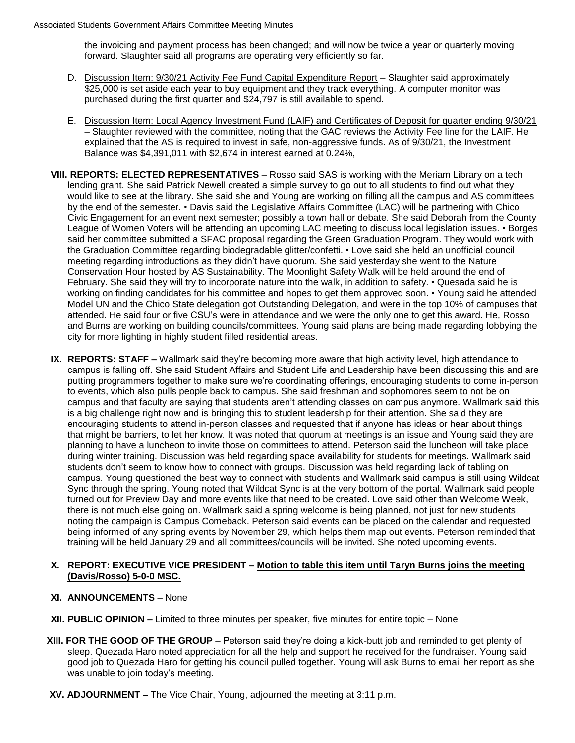the invoicing and payment process has been changed; and will now be twice a year or quarterly moving forward. Slaughter said all programs are operating very efficiently so far.

D. Discussion Item: 9/30/21 Activity Fee Fund Capital Expenditure Report – Slaughter said approximately $25,000 is set aside each year to buy equipment and they track everything. A computer monitor was purchased during the first quarter and $24,797 is still available to spend.

E. Discussion Item: Local Agency Investment Fund (LAIF) and Certificates of Deposit for quarter ending 9/30/21 – Slaughter reviewed with the committee, noting that the GAC reviews the Activity Fee line for the LAIF. He explained that the AS is required to invest in safe, non-aggressive funds. As of 9/30/21, the Investment Balance was $4,391,011 with $2,674 in interest earned at 0.24%,

**VIII. REPORTS: ELECTED REPRESENTATIVES** – Rosso said SAS is working with the Meriam Library on a tech lending grant. She said Patrick Newell created a simple survey to go out to all students to find out what they would like to see at the library. She said she and Young are working on filling all the campus and AS committees by the end of the semester. • Davis said the Legislative Affairs Committee (LAC) will be partnering with Chico Civic Engagement for an event next semester; possibly a town hall or debate. She said Deborah from the County League of Women Voters will be attending an upcoming LAC meeting to discuss local legislation issues. • Borges said her committee submitted a SFAC proposal regarding the Green Graduation Program. They would work with the Graduation Committee regarding biodegradable glitter/confetti. • Love said she held an unofficial council meeting regarding introductions as they didn't have quorum. She said yesterday she went to the Nature Conservation Hour hosted by AS Sustainability. The Moonlight Safety Walk will be held around the end of February. She said they will try to incorporate nature into the walk, in addition to safety. • Quesada said he is working on finding candidates for his committee and hopes to get them approved soon. • Young said he attended Model UN and the Chico State delegation got Outstanding Delegation, and were in the top 10% of campuses that attended. He said four or five CSU's were in attendance and we were the only one to get this award. He, Rosso and Burns are working on building councils/committees. Young said plans are being made regarding lobbying the city for more lighting in highly student filled residential areas.

**IX. REPORTS: STAFF –** Wallmark said they're becoming more aware that high activity level, high attendance to campus is falling off. She said Student Affairs and Student Life and Leadership have been discussing this and are putting programmers together to make sure we're coordinating offerings, encouraging students to come in-person to events, which also pulls people back to campus. She said freshman and sophomores seem to not be on campus and that faculty are saying that students aren't attending classes on campus anymore. Wallmark said this is a big challenge right now and is bringing this to student leadership for their attention. She said they are encouraging students to attend in-person classes and requested that if anyone has ideas or hear about things that might be barriers, to let her know. It was noted that quorum at meetings is an issue and Young said they are planning to have a luncheon to invite those on committees to attend. Peterson said the luncheon will take place during winter training. Discussion was held regarding space availability for students for meetings. Wallmark said students don't seem to know how to connect with groups. Discussion was held regarding lack of tabling on campus. Young questioned the best way to connect with students and Wallmark said campus is still using Wildcat Sync through the spring. Young noted that Wildcat Sync is at the very bottom of the portal. Wallmark said people turned out for Preview Day and more events like that need to be created. Love said other than Welcome Week, there is not much else going on. Wallmark said a spring welcome is being planned, not just for new students, noting the campaign is Campus Comeback. Peterson said events can be placed on the calendar and requested being informed of any spring events by November 29, which helps them map out events. Peterson reminded that training will be held January 29 and all committees/councils will be invited. She noted upcoming events.

**X. REPORT: EXECUTIVE VICE PRESIDENT – Motion to table this item until Taryn Burns joins the meeting (Davis/Rosso) 5-0-0 MSC.**

**XI. ANNOUNCEMENTS** – None

**XII. PUBLIC OPINION –** Limited to three minutes per speaker, five minutes for entire topic – None

**XIII. FOR THE GOOD OF THE GROUP** – Peterson said they're doing a kick-butt job and reminded to get plenty of sleep. Quezada Haro noted appreciation for all the help and support he received for the fundraiser. Young said good job to Quezada Haro for getting his council pulled together. Young will ask Burns to email her report as she was unable to join today's meeting.

**XV. ADJOURNMENT –** The Vice Chair, Young, adjourned the meeting at 3:11 p.m.